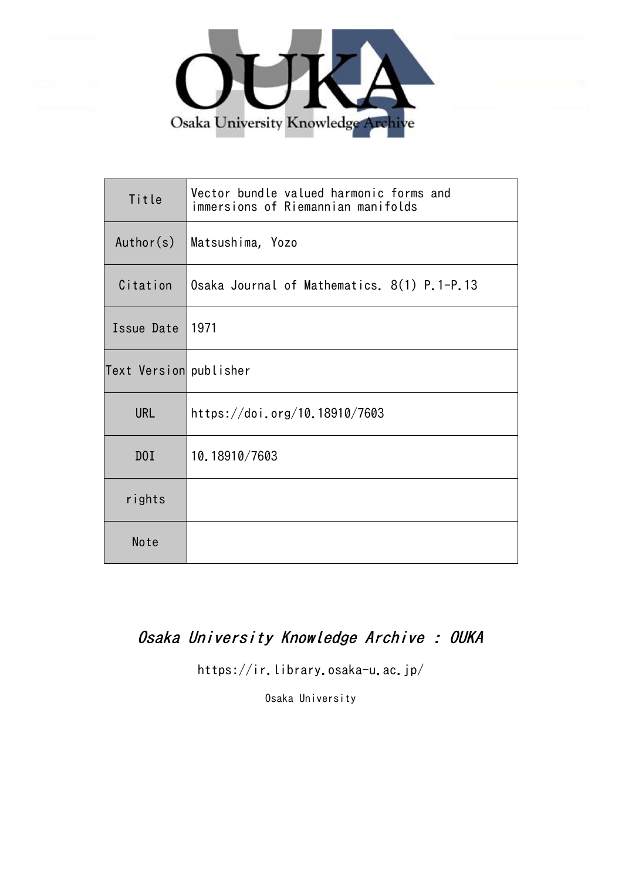Osaka University Knowledge Archive

| | |
|---|---|
| Title | Vector bundle valued harmonic forms and immersions of Riemannian manifolds |
| Author(s) | Matsushima, Yozo |
| Citation | Osaka Journal of Mathematics. 8(1) P.1-P.13 |
| Issue Date | 1971 |
| Text Version | publisher |
| URL | https://doi.org/10.18910/7603 |
| DOI | 10.18910/7603 |
| rights | |
| Note | |

*Osaka University Knowledge Archive : OUKA*

https://ir.library.osaka-u.ac.jp/

Osaka University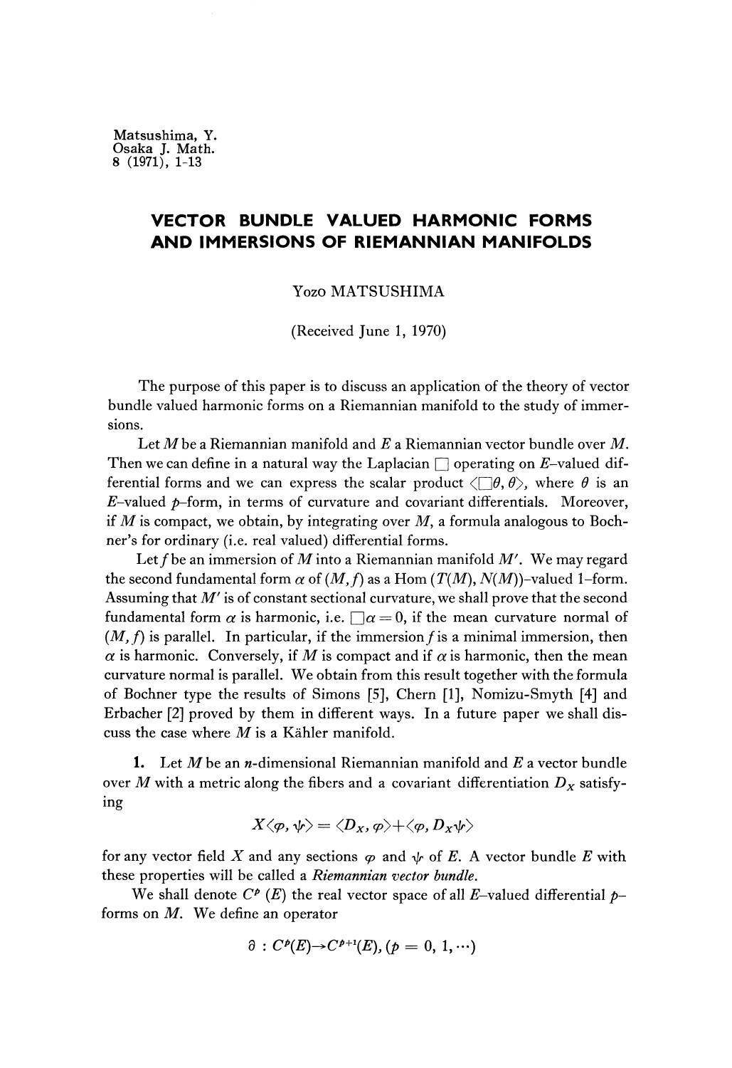Matsushima, Y.
Osaka J. Math.
8 (1971), 1-13

# VECTOR BUNDLE VALUED HARMONIC FORMS AND IMMERSIONS OF RIEMANNIAN MANIFOLDS

Yozo MATSUSHIMA

(Received June 1, 1970)

The purpose of this paper is to discuss an application of the theory of vector bundle valued harmonic forms on a Riemannian manifold to the study of immersions.

Let $M$ be a Riemannian manifold and $E$ a Riemannian vector bundle over $M$. Then we can define in a natural way the Laplacian $\square$ operating on $E$-valued differential forms and we can express the scalar product $\langle \square\theta, \theta\rangle$, where $\theta$ is an $E$-valued $p$-form, in terms of curvature and covariant differentials. Moreover, if $M$ is compact, we obtain, by integrating over $M$, a formula analogous to Bochner's for ordinary (i.e. real valued) differential forms.

Let $f$ be an immersion of $M$ into a Riemannian manifold $M'$. We may regard the second fundamental form $\alpha$ of $(M, f)$ as a Hom $(T(M), N(M))$-valued 1-form. Assuming that $M'$ is of constant sectional curvature, we shall prove that the second fundamental form $\alpha$ is harmonic, i.e. $\square\alpha = 0$, if the mean curvature normal of $(M, f)$ is parallel. In particular, if the immersion $f$ is a minimal immersion, then $\alpha$ is harmonic. Conversely, if $M$ is compact and if $\alpha$ is harmonic, then the mean curvature normal is parallel. We obtain from this result together with the formula of Bochner type the results of Simons [5], Chern [1], Nomizu-Smyth [4] and Erbacher [2] proved by them in different ways. In a future paper we shall discuss the case where $M$ is a Kähler manifold.

**1.** Let $M$ be an $n$-dimensional Riemannian manifold and $E$ a vector bundle over $M$ with a metric along the fibers and a covariant differentiation $D_X$ satisfying

$$X\langle \varphi, \psi\rangle = \langle D_X, \varphi\rangle + \langle \varphi, D_X\psi\rangle$$

for any vector field $X$ and any sections $\varphi$ and $\psi$ of $E$. A vector bundle $E$ with these properties will be called a *Riemannian vector bundle*.

We shall denote $C^p(E)$ the real vector space of all $E$-valued differential $p$-forms on $M$. We define an operator

$$\partial : C^p(E) \to C^{p+1}(E), (p = 0, 1, \cdots)$$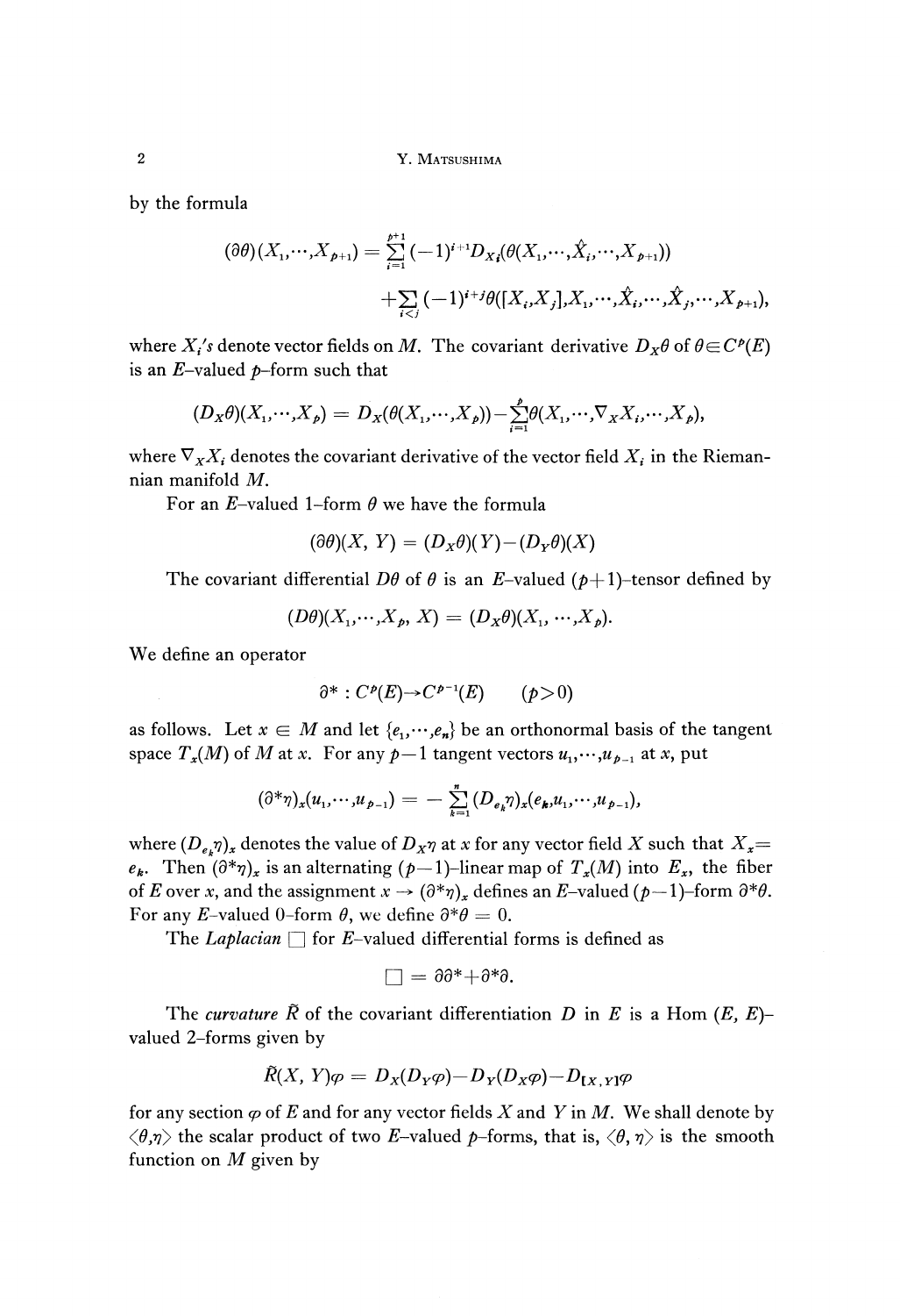by the formula

$$(\partial\theta)(X_1,\cdots,X_{p+1}) = \sum_{i=1}^{p+1}(-1)^{i+1}D_{X_i}(\theta(X_1,\cdots,\hat{X}_i,\cdots,X_{p+1}))$$
$$+\sum_{i<j}(-1)^{i+j}\theta([X_i,X_j],X_1,\cdots,\hat{X}_i,\cdots,\hat{X}_j,\cdots,X_{p+1}),$$

where $X_i$'s denote vector fields on $M$. The covariant derivative $D_X\theta$ of $\theta \in C^p(E)$ is an $E$-valued $p$-form such that

$$(D_X\theta)(X_1,\cdots,X_p) = D_X(\theta(X_1,\cdots,X_p)) - \sum_{i=1}^{p}\theta(X_1,\cdots,\nabla_X X_i,\cdots,X_p),$$

where $\nabla_X X_i$ denotes the covariant derivative of the vector field $X_i$ in the Riemannian manifold $M$.

For an $E$-valued 1-form $\theta$ we have the formula

$$(\partial\theta)(X, Y) = (D_X\theta)(Y) - (D_Y\theta)(X)$$

The covariant differential $D\theta$ of $\theta$ is an $E$-valued $(p+1)$-tensor defined by

$$(D\theta)(X_1,\cdots,X_p, X) = (D_X\theta)(X_1,\cdots,X_p).$$

We define an operator

$$\partial^* : C^p(E) \to C^{p-1}(E) \qquad (p>0)$$

as follows. Let $x \in M$ and let $\{e_1,\cdots,e_n\}$ be an orthonormal basis of the tangent space $T_x(M)$ of $M$ at $x$. For any $p-1$ tangent vectors $u_1,\cdots,u_{p-1}$ at $x$, put

$$(\partial^*\eta)_x(u_1,\cdots,u_{p-1}) = -\sum_{k=1}^{n}(D_{e_k}\eta)_x(e_k,u_1,\cdots,u_{p-1}),$$

where $(D_{e_k}\eta)_x$ denotes the value of $D_X\eta$ at $x$ for any vector field $X$ such that $X_x = e_k$. Then $(\partial^*\eta)_x$ is an alternating $(p-1)$-linear map of $T_x(M)$ into $E_x$, the fiber of $E$ over $x$, and the assignment $x \to (\partial^*\eta)_x$ defines an $E$-valued $(p-1)$-form $\partial^*\theta$. For any $E$-valued 0-form $\theta$, we define $\partial^*\theta = 0$.

The *Laplacian* $\square$ for $E$-valued differential forms is defined as

$$\square = \partial\partial^* + \partial^*\partial.$$

The *curvature* $\tilde{R}$ of the covariant differentiation $D$ in $E$ is a Hom $(E, E)$-valued 2-forms given by

$$\tilde{R}(X, Y)\varphi = D_X(D_Y\varphi) - D_Y(D_X\varphi) - D_{[X,Y]}\varphi$$

for any section $\varphi$ of $E$ and for any vector fields $X$ and $Y$ in $M$. We shall denote by $\langle\theta,\eta\rangle$ the scalar product of two $E$-valued $p$-forms, that is, $\langle\theta, \eta\rangle$ is the smooth function on $M$ given by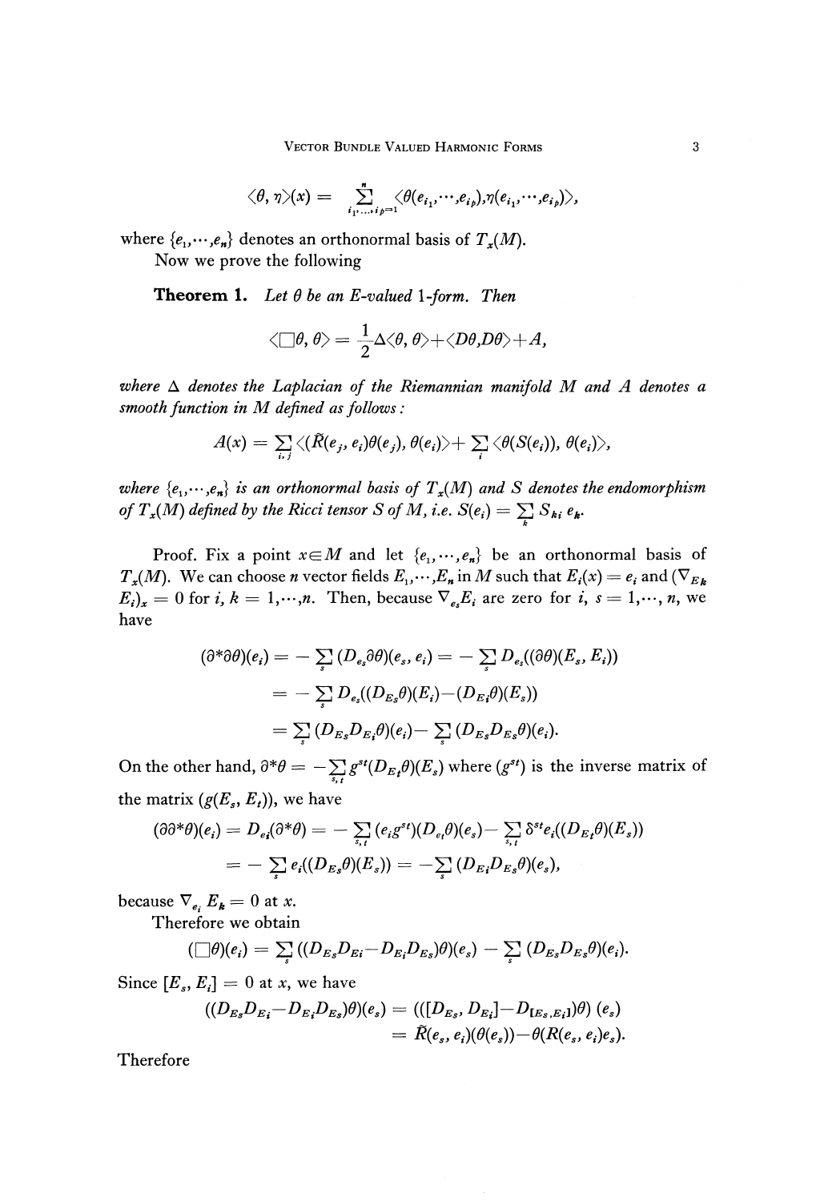$$\langle \theta, \eta \rangle(x) = \sum_{i_1,\dots,i_p=1}^{n} \langle \theta(e_{i_1},\cdots,e_{i_p}), \eta(e_{i_1},\cdots,e_{i_p}) \rangle,$$

where $\{e_1,\cdots,e_n\}$ denotes an orthonormal basis of $T_x(M)$.

Now we prove the following

**Theorem 1.** *Let $\theta$ be an E-valued 1-form. Then*

$$\langle \Box\theta, \theta \rangle = \frac{1}{2}\Delta\langle \theta, \theta \rangle + \langle D\theta, D\theta \rangle + A,$$

*where $\Delta$ denotes the Laplacian of the Riemannian manifold $M$ and $A$ denotes a smooth function in $M$ defined as follows:*

$$A(x) = \sum_{i,j} \langle (\tilde{R}(e_j, e_i)\theta(e_j), \theta(e_i) \rangle + \sum_i \langle \theta(S(e_i)), \theta(e_i) \rangle,$$

*where $\{e_1,\cdots,e_n\}$ is an orthonormal basis of $T_x(M)$ and $S$ denotes the endomorphism of $T_x(M)$ defined by the Ricci tensor $S$ of $M$, i.e. $S(e_i) = \sum_k S_{ki}\, e_k$.*

Proof. Fix a point $x \in M$ and let $\{e_1,\cdots,e_n\}$ be an orthonormal basis of $T_x(M)$. We can choose $n$ vector fields $E_1,\cdots,E_n$ in $M$ such that $E_i(x) = e_i$ and $(\nabla_{E_k} E_i)_x = 0$ for $i, k = 1,\cdots,n$. Then, because $\nabla_{e_s} E_i$ are zero for $i, s = 1,\cdots, n$, we have

$$\begin{aligned}
(\partial^*\partial\theta)(e_i) &= -\sum_s (D_{e_s}\partial\theta)(e_s, e_i) = -\sum_s D_{e_s}((\partial\theta)(E_s, E_i)) \\
&= -\sum_s D_{e_s}((D_{E_s}\theta)(E_i) - (D_{E_i}\theta)(E_s)) \\
&= \sum_s (D_{E_s} D_{E_i}\theta)(e_i) - \sum_s (D_{E_s} D_{E_s}\theta)(e_i).
\end{aligned}$$

On the other hand, $\partial^*\theta = -\sum_{s,t} g^{st}(D_{E_t}\theta)(E_s)$ where $(g^{st})$ is the inverse matrix of the matrix $(g(E_s, E_t))$, we have

$$\begin{aligned}
(\partial\partial^*\theta)(e_i) = D_{e_i}(\partial^*\theta) &= -\sum_{s,t} (e_i g^{st})(D_{e_t}\theta)(e_s) - \sum_{s,t} \delta^{st} e_i((D_{E_t}\theta)(E_s)) \\
&= -\sum_s e_i((D_{E_s}\theta)(E_s)) = -\sum_s (D_{E_i} D_{E_s}\theta)(e_s),
\end{aligned}$$

because $\nabla_{e_i} E_k = 0$ at $x$.

Therefore we obtain

$$(\Box\theta)(e_i) = \sum_s ((D_{E_s} D_{E_i} - D_{E_i} D_{E_s})\theta)(e_s) - \sum_s (D_{E_s} D_{E_s}\theta)(e_i).$$

Since $[E_s, E_i] = 0$ at $x$, we have

$$\begin{aligned}
((D_{E_s} D_{E_i} - D_{E_i} D_{E_s})\theta)(e_s) &= (([D_{E_s}, D_{E_i}] - D_{[E_s, E_i]})\theta)\,(e_s) \\
&= \tilde{R}(e_s, e_i)(\theta(e_s)) - \theta(R(e_s, e_i)e_s).
\end{aligned}$$

Therefore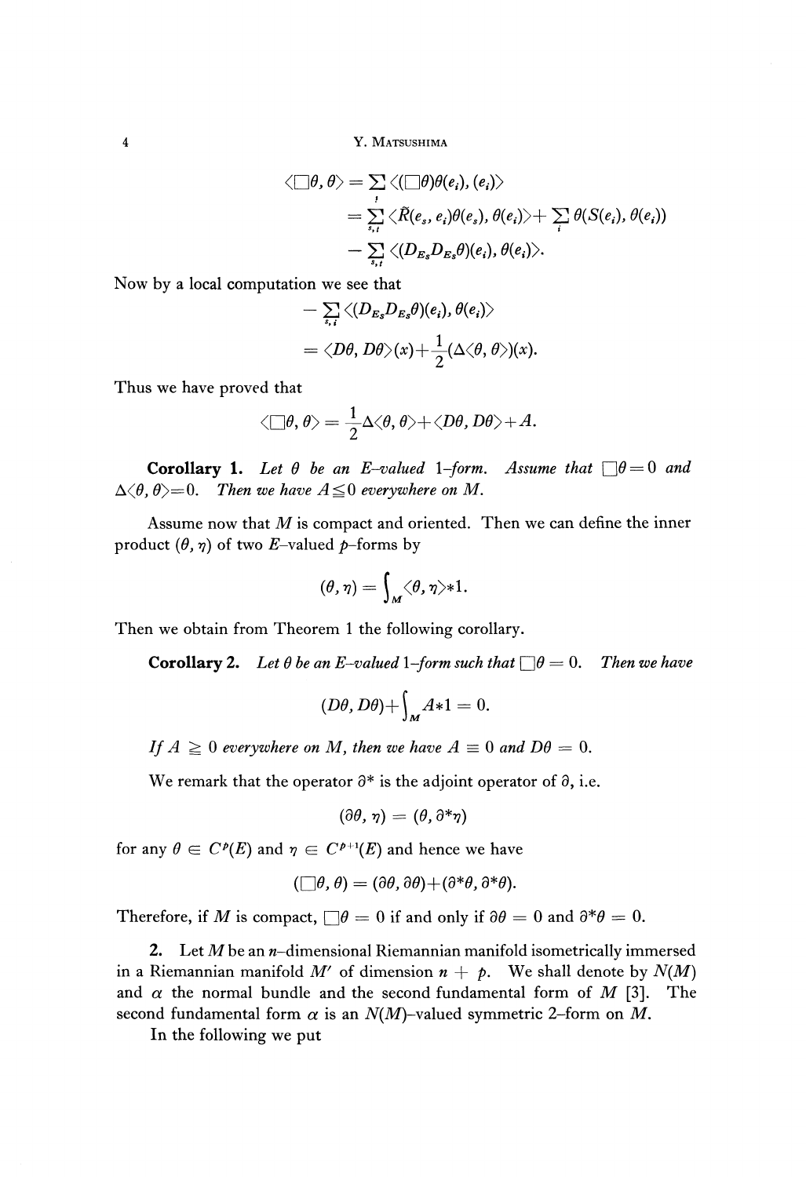$$\langle \square\theta, \theta\rangle = \sum_i \langle (\square\theta)\theta(e_i), (e_i)\rangle$$

$$= \sum_{s,t} \langle \tilde{R}(e_s, e_i)\theta(e_s), \theta(e_i)\rangle + \sum_i \theta(S(e_i), \theta(e_i))$$

$$- \sum_{s,t} \langle (D_{E_s} D_{E_s}\theta)(e_i), \theta(e_i)\rangle.$$

Now by a local computation we see that

$$- \sum_{s,i} \langle (D_{E_s} D_{E_s}\theta)(e_i), \theta(e_i)\rangle$$

$$= \langle D\theta, D\theta\rangle(x) + \frac{1}{2}(\Delta\langle\theta, \theta\rangle)(x).$$

Thus we have proved that

$$\langle \square\theta, \theta\rangle = \frac{1}{2}\Delta\langle\theta, \theta\rangle + \langle D\theta, D\theta\rangle + A.$$

**Corollary 1.** *Let $\theta$ be an $E$–valued 1–form. Assume that $\square\theta = 0$ and $\Delta\langle\theta, \theta\rangle = 0$. Then we have $A \leq 0$ everywhere on $M$.*

Assume now that $M$ is compact and oriented. Then we can define the inner product $(\theta, \eta)$ of two $E$–valued $p$–forms by

$$(\theta, \eta) = \int_M \langle\theta, \eta\rangle * 1.$$

Then we obtain from Theorem 1 the following corollary.

**Corollary 2.** *Let $\theta$ be an $E$–valued 1–form such that $\square\theta = 0$. Then we have*

$$(D\theta, D\theta) + \int_M A * 1 = 0.$$

*If $A \geqq 0$ everywhere on $M$, then we have $A \equiv 0$ and $D\theta = 0$.*

We remark that the operator $\partial^*$ is the adjoint operator of $\partial$, i.e.

$$(\partial\theta, \eta) = (\theta, \partial^*\eta)$$

for any $\theta \in C^p(E)$ and $\eta \in C^{p+1}(E)$ and hence we have

$$(\square\theta, \theta) = (\partial\theta, \partial\theta) + (\partial^*\theta, \partial^*\theta).$$

Therefore, if $M$ is compact, $\square\theta = 0$ if and only if $\partial\theta = 0$ and $\partial^*\theta = 0$.

**2.** Let $M$ be an $n$–dimensional Riemannian manifold isometrically immersed in a Riemannian manifold $M'$ of dimension $n + p$. We shall denote by $N(M)$ and $\alpha$ the normal bundle and the second fundamental form of $M$ [3]. The second fundamental form $\alpha$ is an $N(M)$–valued symmetric 2–form on $M$.

In the following we put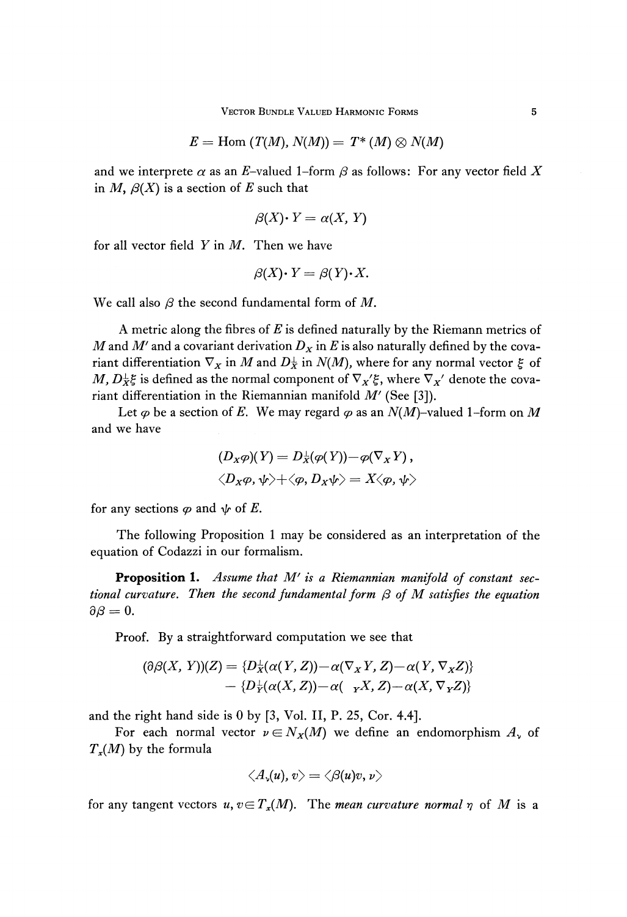$$E = \mathrm{Hom}\,(T(M), N(M)) = T^*(M) \otimes N(M)$$

and we interprete $\alpha$ as an $E$–valued 1–form $\beta$ as follows: For any vector field $X$ in $M$, $\beta(X)$ is a section of $E$ such that

$$\beta(X) \cdot Y = \alpha(X, Y)$$

for all vector field $Y$ in $M$. Then we have

$$\beta(X) \cdot Y = \beta(Y) \cdot X.$$

We call also $\beta$ the second fundamental form of $M$.

A metric along the fibres of $E$ is defined naturally by the Riemann metrics of $M$ and $M'$ and a covariant derivation $D_X$ in $E$ is also naturally defined by the covariant differentiation $\nabla_X$ in $M$ and $D_X^\perp$ in $N(M)$, where for any normal vector $\xi$ of $M$, $D_X^\perp \xi$ is defined as the normal component of $\nabla_X' \xi$, where $\nabla_X'$ denote the covariant differentiation in the Riemannian manifold $M'$ (See [3]).

Let $\varphi$ be a section of $E$. We may regard $\varphi$ as an $N(M)$–valued 1–form on $M$ and we have

$$(D_X \varphi)(Y) = D_X^\perp(\varphi(Y)) - \varphi(\nabla_X Y),$$
$$\langle D_X \varphi, \psi \rangle + \langle \varphi, D_X \psi \rangle = X \langle \varphi, \psi \rangle$$

for any sections $\varphi$ and $\psi$ of $E$.

The following Proposition 1 may be considered as an interpretation of the equation of Codazzi in our formalism.

**Proposition 1.** *Assume that $M'$ is a Riemannian manifold of constant sectional curvature. Then the second fundamental form $\beta$ of $M$ satisfies the equation $\partial \beta = 0$.*

Proof. By a straightforward computation we see that

$$(\partial \beta(X, Y))(Z) = \{D_X^\perp(\alpha(Y, Z)) - \alpha(\nabla_X Y, Z) - \alpha(Y, \nabla_X Z)\}$$
$$- \{D_Y^\perp(\alpha(X, Z)) - \alpha(\ _Y X, Z) - \alpha(X, \nabla_Y Z)\}$$

and the right hand side is 0 by [3, Vol. II, P. 25, Cor. 4.4].

For each normal vector $\nu \in N_X(M)$ we define an endomorphism $A_\nu$ of $T_x(M)$ by the formula

$$\langle A_\nu(u), v \rangle = \langle \beta(u)v, \nu \rangle$$

for any tangent vectors $u, v \in T_x(M)$. The *mean curvature normal* $\eta$ of $M$ is a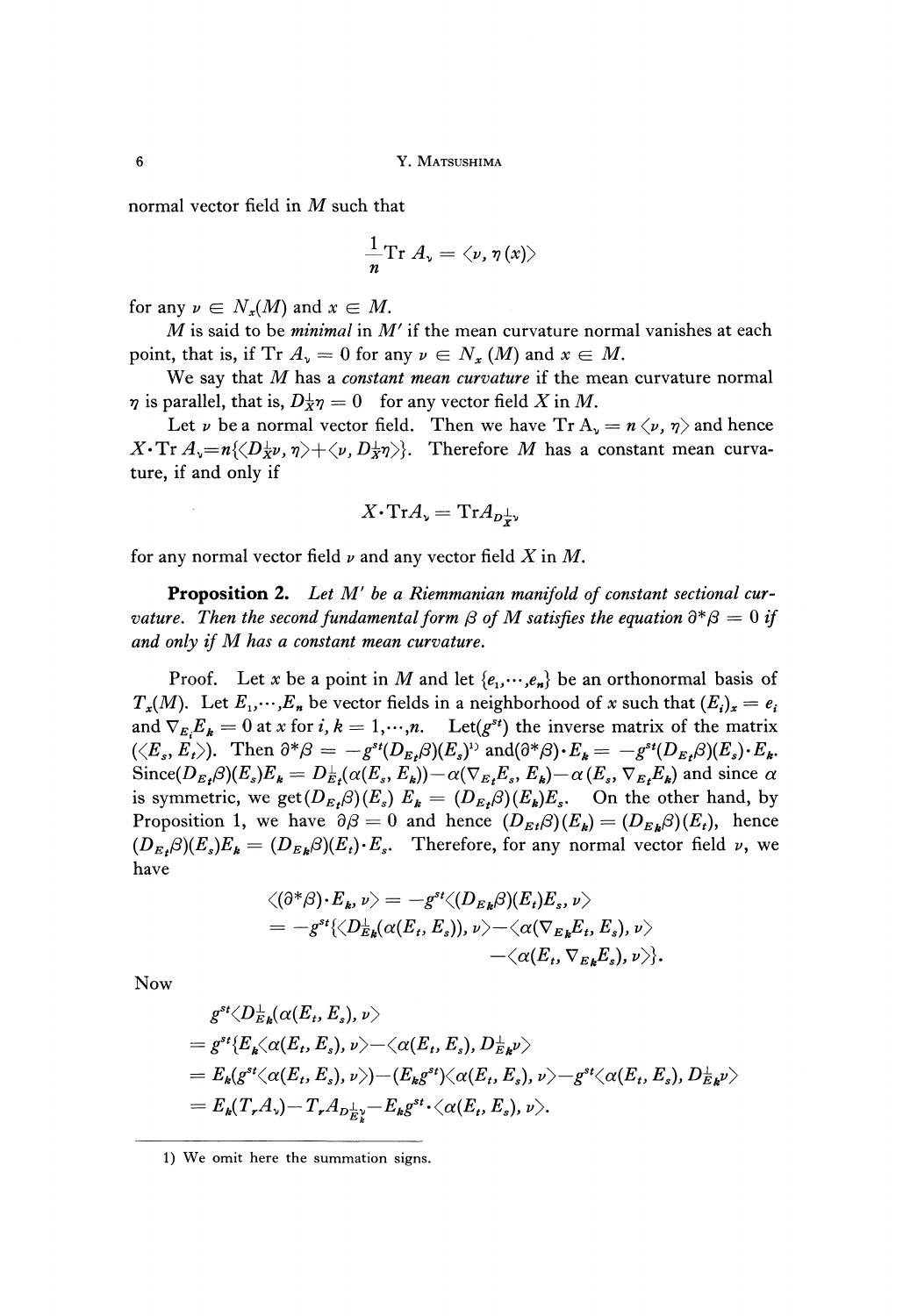normal vector field in $M$ such that

$$\frac{1}{n}\mathrm{Tr}\, A_\nu = \langle \nu, \eta(x) \rangle$$

for any $\nu \in N_x(M)$ and $x \in M$.

$M$ is said to be *minimal* in $M'$ if the mean curvature normal vanishes at each point, that is, if $\mathrm{Tr}\, A_\nu = 0$ for any $\nu \in N_x(M)$ and $x \in M$.

We say that $M$ has a *constant mean curvature* if the mean curvature normal $\eta$ is parallel, that is, $D_X^\perp \eta = 0$ for any vector field $X$ in $M$.

Let $\nu$ be a normal vector field. Then we have $\mathrm{Tr}\, A_\nu = n\langle \nu, \eta\rangle$ and hence $X\cdot \mathrm{Tr}\, A_\nu = n\{\langle D_X^\perp \nu, \eta\rangle + \langle \nu, D_X^\perp \eta\rangle\}$. Therefore $M$ has a constant mean curvature, if and only if

$$X\cdot \mathrm{Tr} A_\nu = \mathrm{Tr} A_{D_X^\perp \nu}$$

for any normal vector field $\nu$ and any vector field $X$ in $M$.

**Proposition 2.** *Let $M'$ be a Riemmanian manifold of constant sectional curvature. Then the second fundamental form $\beta$ of $M$ satisfies the equation $\partial^*\beta = 0$ if and only if $M$ has a constant mean curvature.*

Proof. Let $x$ be a point in $M$ and let $\{e_1, \cdots, e_n\}$ be an orthonormal basis of $T_x(M)$. Let $E_1, \cdots, E_n$ be vector fields in a neighborhood of $x$ such that $(E_i)_x = e_i$ and $\nabla_{E_i} E_k = 0$ at $x$ for $i, k = 1, \cdots, n$. Let$(g^{st})$ the inverse matrix of the matrix $(\langle E_s, E_t\rangle)$. Then $\partial^*\beta = -g^{st}(D_{E_t}\beta)(E_s)$[1] and$(\partial^*\beta)\cdot E_k = -g^{st}(D_{E_t}\beta)(E_s)\cdot E_k$. Since$(D_{E_t}\beta)(E_s)E_k = D_{E_t}^\perp(\alpha(E_s, E_k)) - \alpha(\nabla_{E_t}E_s, E_k) - \alpha(E_s, \nabla_{E_t}E_k)$ and since $\alpha$ is symmetric, we get$(D_{E_t}\beta)(E_s)\, E_k = (D_{E_t}\beta)(E_k)E_s$. On the other hand, by Proposition 1, we have $\partial\beta = 0$ and hence $(D_{E_t}\beta)(E_k) = (D_{E_k}\beta)(E_t)$, hence $(D_{E_t}\beta)(E_s)E_k = (D_{E_k}\beta)(E_t)\cdot E_s$. Therefore, for any normal vector field $\nu$, we have

$$\begin{aligned}
\langle(\partial^*\beta)\cdot E_k, \nu\rangle &= -g^{st}\langle (D_{E_k}\beta)(E_t)E_s, \nu\rangle \\
&= -g^{st}\{\langle D_{E_k}^\perp(\alpha(E_t, E_s)), \nu\rangle - \langle \alpha(\nabla_{E_k}E_t, E_s), \nu\rangle \\
&\qquad - \langle \alpha(E_t, \nabla_{E_k}E_s), \nu\rangle\}.
\end{aligned}$$

Now

$$\begin{aligned}
& g^{st}\langle D_{E_k}^\perp(\alpha(E_t, E_s), \nu\rangle \\
&= g^{st}\{E_k\langle \alpha(E_t, E_s), \nu\rangle - \langle \alpha(E_t, E_s), D_{E_k}^\perp \nu\rangle \\
&= E_k(g^{st}\langle \alpha(E_t, E_s), \nu\rangle) - (E_k g^{st})\langle \alpha(E_t, E_s), \nu\rangle - g^{st}\langle \alpha(E_t, E_s), D_{E_k}^\perp \nu\rangle \\
&= E_k(T_r A_\nu) - T_r A_{D_{E_k}^\perp \nu} - E_k g^{st}\cdot\langle \alpha(E_t, E_s), \nu\rangle.
\end{aligned}$$

1) We omit here the summation signs.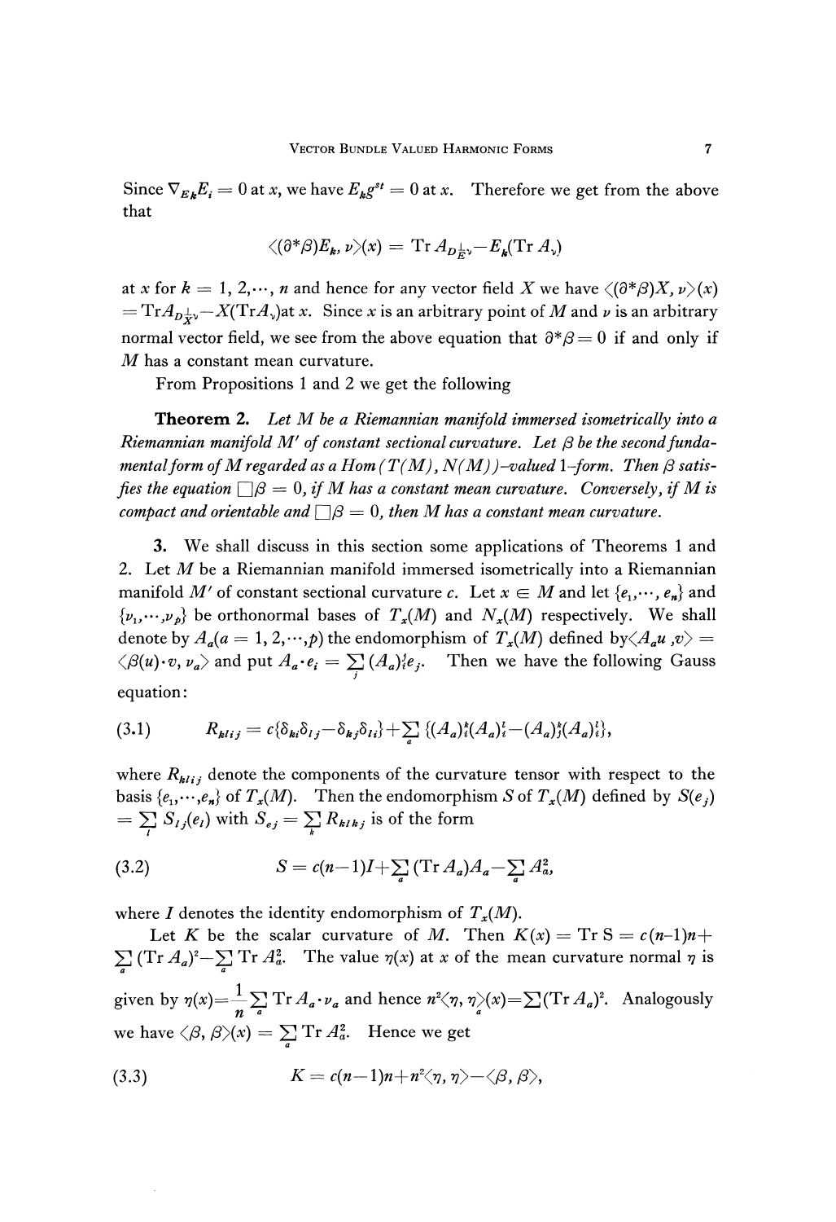Since $\nabla_{E_k} E_i = 0$ at $x$, we have $E_k g^{st} = 0$ at $x$. Therefore we get from the above that

$$\langle (\partial^* \beta) E_k, \nu \rangle (x) = \operatorname{Tr} A_{D^{\perp}_{E} \nu} - E_k (\operatorname{Tr} A_\nu)$$

at $x$ for $k = 1, 2, \cdots, n$ and hence for any vector field $X$ we have $\langle (\partial^* \beta) X, \nu \rangle (x) = \operatorname{Tr} A_{D^{\perp}_{X} \nu} - X (\operatorname{Tr} A_\nu)$ at $x$. Since $x$ is an arbitrary point of $M$ and $\nu$ is an arbitrary normal vector field, we see from the above equation that $\partial^* \beta = 0$ if and only if $M$ has a constant mean curvature.

From Propositions 1 and 2 we get the following

**Theorem 2.** *Let $M$ be a Riemannian manifold immersed isometrically into a Riemannian manifold $M'$ of constant sectional curvature. Let $\beta$ be the second fundamental form of $M$ regarded as a $\mathrm{Hom}(T(M), N(M))$-valued 1-form. Then $\beta$ satisfies the equation $\square \beta = 0$, if $M$ has a constant mean curvature. Conversely, if $M$ is compact and orientable and $\square \beta = 0$, then $M$ has a constant mean curvature.*

**3.** We shall discuss in this section some applications of Theorems 1 and 2. Let $M$ be a Riemannian manifold immersed isometrically into a Riemannian manifold $M'$ of constant sectional curvature $c$. Let $x \in M$ and let $\{e_1, \cdots, e_n\}$ and $\{\nu_1, \cdots, \nu_p\}$ be orthonormal bases of $T_x(M)$ and $N_x(M)$ respectively. We shall denote by $A_a (a = 1, 2, \cdots, p)$ the endomorphism of $T_x(M)$ defined by $\langle A_a u, v \rangle = \langle \beta(u) \cdot v, \nu_a \rangle$ and put $A_a \cdot e_i = \sum_j (A_a)_i^j e_j$. Then we have the following Gauss equation:

$$R_{klij} = c\{\delta_{ki}\delta_{lj} - \delta_{kj}\delta_{li}\} + \sum_a \{(A_a)_i^k (A_a)_j^l - (A_a)_j^k (A_a)_i^l\}, \tag{3.1}$$

where $R_{klij}$ denote the components of the curvature tensor with respect to the basis $\{e_1, \cdots, e_n\}$ of $T_x(M)$. Then the endomorphism $S$ of $T_x(M)$ defined by $S(e_j) = \sum_l S_{lj}(e_l)$ with $S_{ej} = \sum_k R_{klkj}$ is of the form

$$S = c(n-1)I + \sum_a (\operatorname{Tr} A_a) A_a - \sum_a A_a^2, \tag{3.2}$$

where $I$ denotes the identity endomorphism of $T_x(M)$.

Let $K$ be the scalar curvature of $M$. Then $K(x) = \operatorname{Tr} S = c(n-1)n + \sum_a (\operatorname{Tr} A_a)^2 - \sum_a \operatorname{Tr} A_a^2$. The value $\eta(x)$ at $x$ of the mean curvature normal $\eta$ is given by $\eta(x) = \frac{1}{n} \sum_a \operatorname{Tr} A_a \cdot \nu_a$ and hence $n^2 \langle \eta, \eta \rangle (x) = \sum_a (\operatorname{Tr} A_a)^2$. Analogously we have $\langle \beta, \beta \rangle (x) = \sum_a \operatorname{Tr} A_a^2$. Hence we get

$$K = c(n-1)n + n^2 \langle \eta, \eta \rangle - \langle \beta, \beta \rangle, \tag{3.3}$$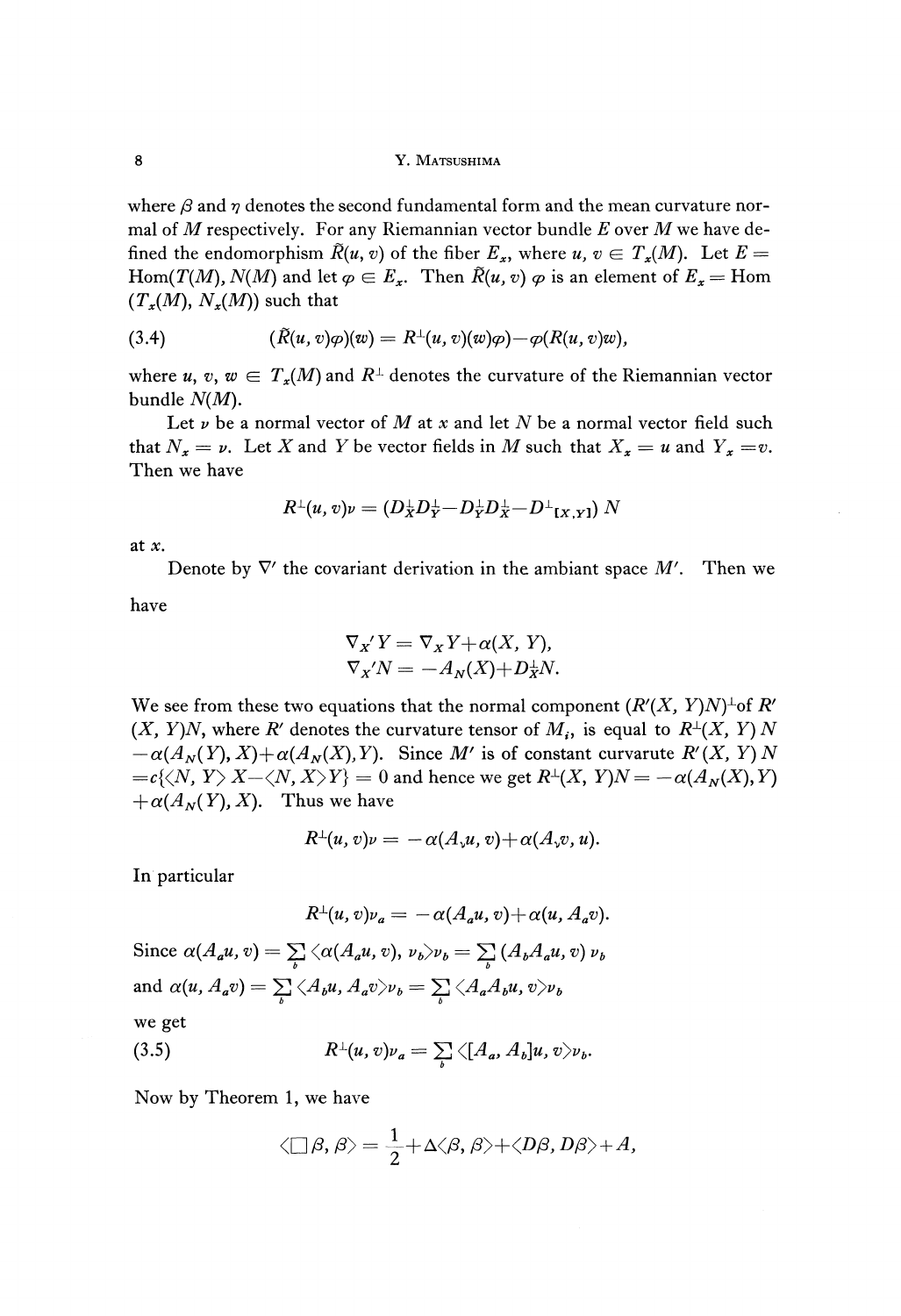where $\beta$ and $\eta$ denotes the second fundamental form and the mean curvature normal of $M$ respectively. For any Riemannian vector bundle $E$ over $M$ we have defined the endomorphism $\tilde{R}(u, v)$ of the fiber $E_x$, where $u, v \in T_x(M)$. Let $E = \mathrm{Hom}(T(M), N(M))$ and let $\varphi \in E_x$. Then $\tilde{R}(u, v)\, \varphi$ is an element of $E_x = \mathrm{Hom}(T_x(M), N_x(M))$ such that

$$(\tilde{R}(u, v)\varphi)(w) = R^{\perp}(u, v)(w)\varphi) - \varphi(R(u, v)w), \tag{3.4}$$

where $u, v, w \in T_x(M)$ and $R^{\perp}$ denotes the curvature of the Riemannian vector bundle $N(M)$.

Let $\nu$ be a normal vector of $M$ at $x$ and let $N$ be a normal vector field such that $N_x = \nu$. Let $X$ and $Y$ be vector fields in $M$ such that $X_x = u$ and $Y_x = v$. Then we have

$$R^{\perp}(u, v)\nu = (D_X^{\perp} D_Y^{\perp} - D_Y^{\perp} D_X^{\perp} - D^{\perp}{}_{[X,Y]})\, N$$

at $x$.

Denote by $\nabla'$ the covariant derivation in the ambiant space $M'$. Then we have

$$\nabla_X' Y = \nabla_X Y + \alpha(X, Y),$$
$$\nabla_X' N = -A_N(X) + D_X^{\perp} N.$$

We see from these two equations that the normal component $(R'(X, Y)N)^{\perp}$of $R'(X, Y)N$, where $R'$ denotes the curvature tensor of $M_i$, is equal to $R^{\perp}(X, Y)\, N - \alpha(A_N(Y), X) + \alpha(A_N(X), Y)$. Since $M'$ is of constant curvarute $R'(X, Y)\, N = c\{\langle N, Y\rangle X - \langle N, X\rangle Y\} = 0$ and hence we get $R^{\perp}(X, Y)N = -\alpha(A_N(X), Y) + \alpha(A_N(Y), X)$. Thus we have

$$R^{\perp}(u, v)\nu = -\alpha(A_\nu u, v) + \alpha(A_\nu v, u).$$

In particular

$$R^{\perp}(u, v)\nu_a = -\alpha(A_a u, v) + \alpha(u, A_a v).$$

Since $\alpha(A_a u, v) = \sum_b \langle \alpha(A_a u, v), \nu_b\rangle \nu_b = \sum_b (A_b A_a u, v)\, \nu_b$ and $\alpha(u, A_a v) = \sum_b \langle A_b u, A_a v\rangle \nu_b = \sum_b \langle A_a A_b u, v\rangle \nu_b$ we get

$$R^{\perp}(u, v)\nu_a = \sum_b \langle [A_a, A_b]u, v\rangle \nu_b. \tag{3.5}$$

Now by Theorem 1, we have

$$\langle \Box \beta, \beta\rangle = \frac{1}{2} + \Delta\langle \beta, \beta\rangle + \langle D\beta, D\beta\rangle + A,$$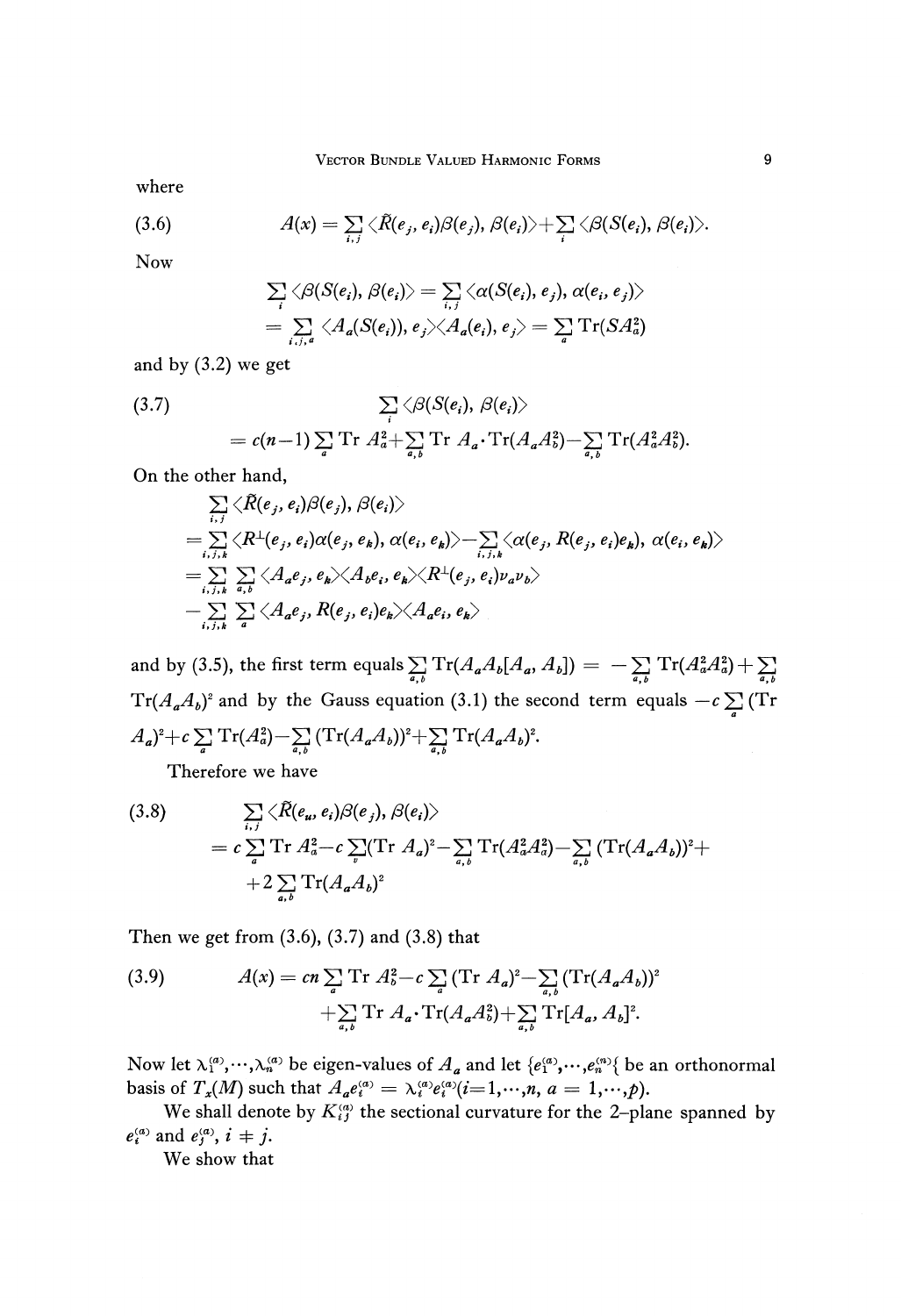where

$$A(x) = \sum_{i,j} \langle \tilde{R}(e_j, e_i)\beta(e_j), \beta(e_i)\rangle + \sum_i \langle \beta(S(e_i), \beta(e_i)\rangle. \tag{3.6}$$

Now

$$\begin{aligned}
\sum_i \langle \beta(S(e_i), \beta(e_i)\rangle &= \sum_{i,j} \langle \alpha(S(e_i), e_j), \alpha(e_i, e_j)\rangle \\
&= \sum_{i,j,a} \langle A_a(S(e_i)), e_j\rangle\langle A_a(e_i), e_j\rangle = \sum_a \mathrm{Tr}(SA_a^2)
\end{aligned}$$

and by (3.2) we get

$$\begin{aligned}
&\sum_i \langle \beta(S(e_i), \beta(e_i)\rangle \\
&= c(n-1)\sum_a \mathrm{Tr}\, A_a^2 + \sum_{a,b} \mathrm{Tr}\, A_a \cdot \mathrm{Tr}(A_a A_b^2) - \sum_{a,b} \mathrm{Tr}(A_a^2 A_b^2).
\end{aligned} \tag{3.7}$$

On the other hand,

$$\begin{aligned}
&\sum_{i,j} \langle \tilde{R}(e_j, e_i)\beta(e_j), \beta(e_i)\rangle \\
&= \sum_{i,j,k} \langle R^{\perp}(e_j, e_i)\alpha(e_j, e_k), \alpha(e_i, e_k)\rangle - \sum_{i,j,k} \langle \alpha(e_j, R(e_j, e_i)e_k), \alpha(e_i, e_k)\rangle \\
&= \sum_{i,j,k} \sum_{a,b} \langle A_a e_j, e_k\rangle\langle A_b e_i, e_k\rangle\langle R^{\perp}(e_j, e_i)\nu_a \nu_b\rangle \\
&\quad - \sum_{i,j,k} \sum_a \langle A_a e_j, R(e_j, e_i)e_k\rangle\langle A_a e_i, e_k\rangle
\end{aligned}$$

and by (3.5), the first term equals $\sum_{a,b} \mathrm{Tr}(A_a A_b [A_a, A_b]) = -\sum_{a,b} \mathrm{Tr}(A_a^2 A_a^2) + \sum_{a,b} \mathrm{Tr}(A_a A_b)^2$ and by the Gauss equation (3.1) the second term equals $-c\sum_a (\mathrm{Tr}\, A_a)^2 + c\sum_a \mathrm{Tr}(A_a^2) - \sum_{a,b} (\mathrm{Tr}(A_a A_b))^2 + \sum_{a,b} \mathrm{Tr}(A_a A_b)^2$.

Therefore we have

$$\begin{aligned}
&\sum_{i,j} \langle \tilde{R}(e_u, e_i)\beta(e_j), \beta(e_i)\rangle \\
&= c\sum_a \mathrm{Tr}\, A_a^2 - c\sum_v (\mathrm{Tr}\, A_a)^2 - \sum_{a,b} \mathrm{Tr}(A_a^2 A_a^2) - \sum_{a,b} (\mathrm{Tr}(A_a A_b))^2 + \\
&\quad + 2\sum_{a,b} \mathrm{Tr}(A_a A_b)^2
\end{aligned} \tag{3.8}$$

Then we get from (3.6), (3.7) and (3.8) that

$$\begin{aligned}
A(x) &= cn\sum_a \mathrm{Tr}\, A_b^2 - c\sum_a (\mathrm{Tr}\, A_a)^2 - \sum_{a,b} (\mathrm{Tr}(A_a A_b))^2 \\
&\quad + \sum_{a,b} \mathrm{Tr}\, A_a \cdot \mathrm{Tr}(A_a A_b^2) + \sum_{a,b} \mathrm{Tr}[A_a, A_b]^2.
\end{aligned} \tag{3.9}$$

Now let $\lambda_1^{(a)}, \cdots, \lambda_n^{(a)}$ be eigen-values of $A_a$ and let $\{e_1^{(a)}, \cdots, e_n^{(n)}\{$ be an orthonormal basis of $T_x(M)$ such that $A_a e_i^{(a)} = \lambda_i^{(a)} e_i^{(a)} (i=1, \cdots, n,\ a = 1, \cdots, p)$.

We shall denote by $K_{ij}^{(a)}$ the sectional curvature for the 2-plane spanned by $e_i^{(a)}$ and $e_j^{(a)}$, $i \neq j$.

We show that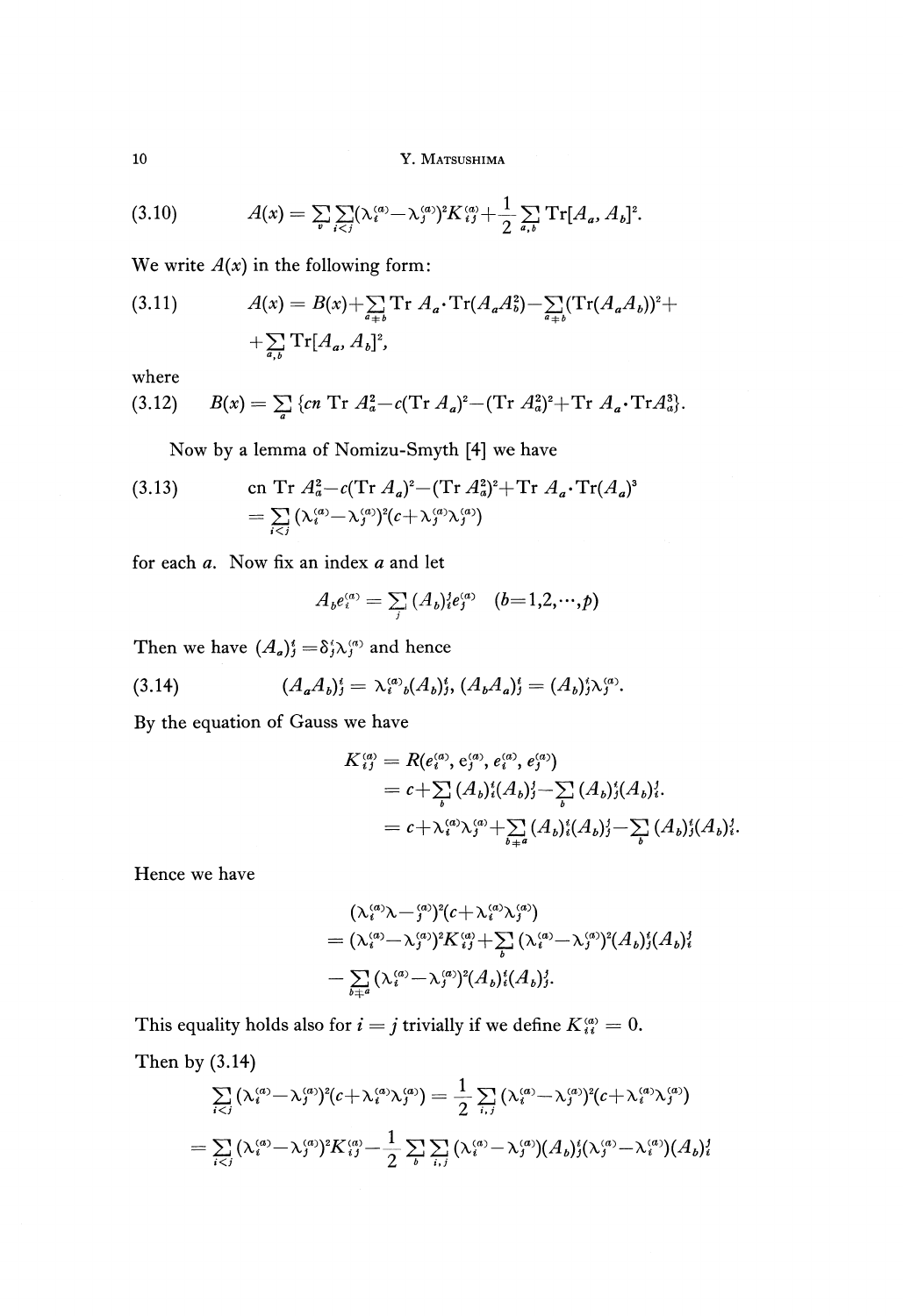$$(3.10)\qquad A(x) = \sum_v \sum_{i<j} (\lambda_i^{(a)} - \lambda_j^{(a)})^2 K_{ij}^{(a)} + \frac{1}{2} \sum_{a,b} \mathrm{Tr}[A_a, A_b]^2.$$

We write $A(x)$ in the following form:

$$(3.11)\qquad A(x) = B(x) + \sum_{a \neq b} \mathrm{Tr}\, A_a \cdot \mathrm{Tr}(A_a A_b^2) - \sum_{a \neq b} (\mathrm{Tr}(A_a A_b))^2 + \sum_{a,b} \mathrm{Tr}[A_a, A_b]^2,$$

where

$$(3.12)\qquad B(x) = \sum_a \{cn\, \mathrm{Tr}\, A_a^2 - c(\mathrm{Tr}\, A_a)^2 - (\mathrm{Tr}\, A_a^2)^2 + \mathrm{Tr}\, A_a \cdot \mathrm{Tr} A_a^3\}.$$

Now by a lemma of Nomizu-Smyth [4] we have

$$(3.13)\qquad \begin{aligned} &\mathrm{cn}\, \mathrm{Tr}\, A_a^2 - c(\mathrm{Tr}\, A_a)^2 - (\mathrm{Tr}\, A_a^2)^2 + \mathrm{Tr}\, A_a \cdot \mathrm{Tr}(A_a)^3 \\ &= \sum_{i<j} (\lambda_i^{(a)} - \lambda_j^{(a)})^2 (c + \lambda_i^{(a)} \lambda_j^{(a)}) \end{aligned}$$

for each $a$. Now fix an index $a$ and let

$$A_b e_i^{(a)} = \sum_j (A_b)_i^j e_j^{(a)} \quad (b = 1, 2, \cdots, p)$$

Then we have $(A_a)_j^i = \delta_j^i \lambda_j^{(a)}$ and hence

$$(3.14)\qquad (A_a A_b)_j^i = \lambda_i^{(a)}{}_b (A_b)_j^i,\ (A_b A_a)_j^i = (A_b)_j^i \lambda_j^{(a)}.$$

By the equation of Gauss we have

$$\begin{aligned} K_{ij}^{(a)} &= R(e_i^{(a)}, e_j^{(a)}, e_i^{(a)}, e_j^{(a)}) \\ &= c + \sum_b (A_b)_i^i (A_b)_j^j - \sum_b (A_b)_j^i (A_b)_i^j. \\ &= c + \lambda_i^{(a)} \lambda_j^{(a)} + \sum_{b \neq a} (A_b)_i^i (A_b)_j^j - \sum_b (A_b)_j^i (A_b)_i^j. \end{aligned}$$

Hence we have

$$\begin{aligned} &(\lambda_i^{(a)} \lambda - {}_j^{(a)})^2 (c + \lambda_i^{(a)} \lambda_j^{(a)}) \\ &= (\lambda_i^{(a)} - \lambda_j^{(a)})^2 K_{ij}^{(a)} + \sum_b (\lambda_i^{(a)} - \lambda_j^{(a)})^2 (A_b)_j^i (A_b)_i^j \\ &\quad - \sum_{b \neq a} (\lambda_i^{(a)} - \lambda_j^{(a)})^2 (A_b)_i^i (A_b)_j^j. \end{aligned}$$

This equality holds also for $i = j$ trivially if we define $K_{ii}^{(a)} = 0$.

Then by (3.14)

$$\begin{aligned} &\sum_{i<j} (\lambda_i^{(a)} - \lambda_j^{(a)})^2 (c + \lambda_i^{(a)} \lambda_j^{(a)}) = \frac{1}{2} \sum_{i,j} (\lambda_i^{(a)} - \lambda_j^{(a)})^2 (c + \lambda_i^{(a)} \lambda_j^{(a)}) \\ &= \sum_{i<j} (\lambda_i^{(a)} - \lambda_j^{(a)})^2 K_{ij}^{(a)} - \frac{1}{2} \sum_b \sum_{i,j} (\lambda_i^{(a)} - \lambda_j^{(a)}) (A_b)_j^i (\lambda_j^{(a)} - \lambda_i^{(a)}) (A_b)_i^j \end{aligned}$$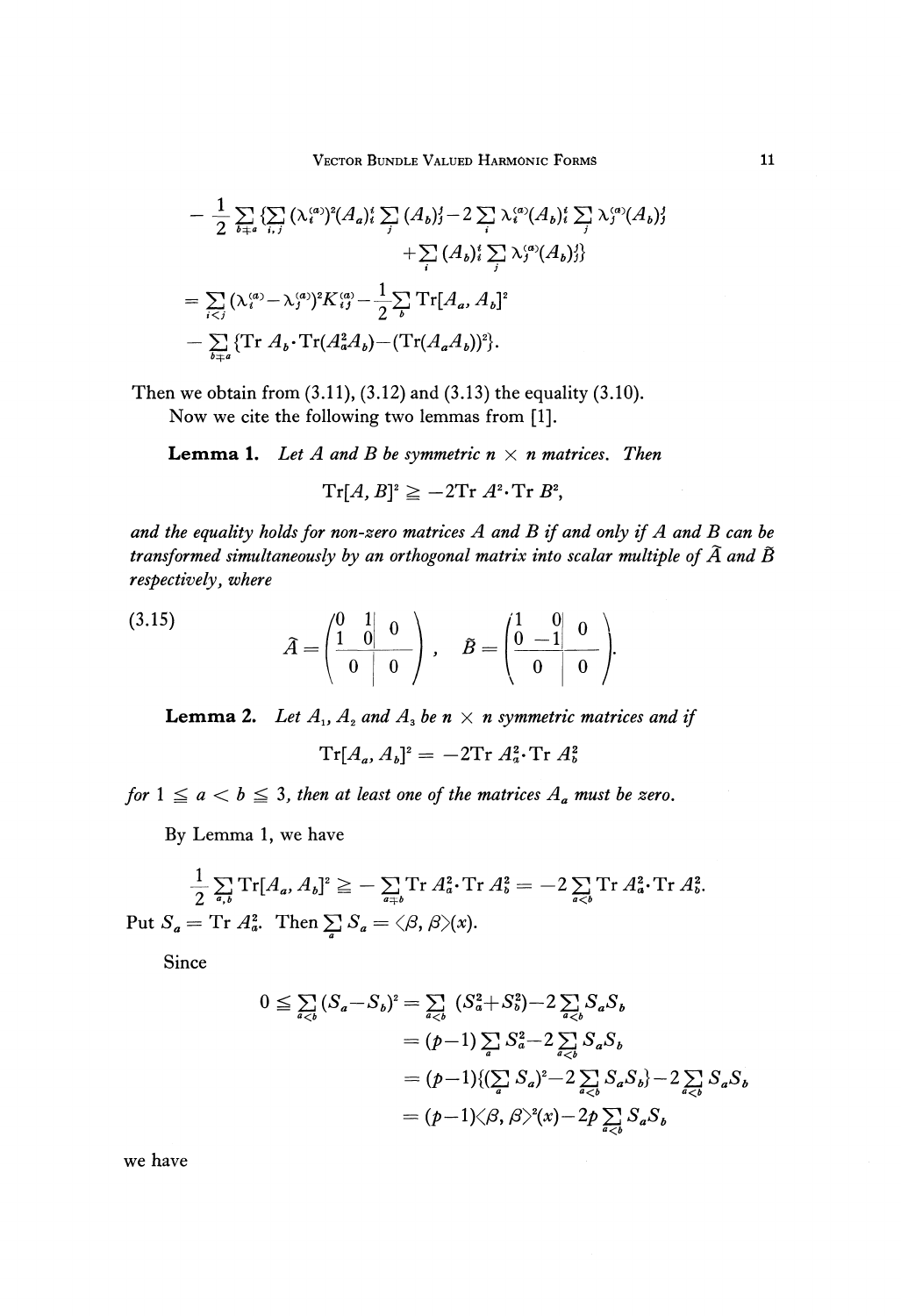$$
\begin{aligned}
&-\frac{1}{2}\sum_{b\neq a}\{\sum_{i,j}(\lambda_i^{(a)})^2(A_a)_i^i\sum_j(A_b)_j^j-2\sum_i\lambda_i^{(a)}(A_b)_i^i\sum_j\lambda_j^{(a)}(A_b)_j^j \\
&\qquad\qquad+\sum_i(A_b)_i^i\sum_j\lambda_j^{(a)}(A_b)_j^j\}\} \\
&=\sum_{i<j}(\lambda_i^{(a)}-\lambda_j^{(a)})^2K_{ij}^{(a)}-\frac{1}{2}\sum_b\mathrm{Tr}[A_a, A_b]^2 \\
&\quad-\sum_{b\neq a}\{\mathrm{Tr}\,A_b\cdot\mathrm{Tr}(A_a^2A_b)-(\mathrm{Tr}(A_aA_b))^2\}.
\end{aligned}
$$

Then we obtain from (3.11), (3.12) and (3.13) the equality (3.10).

Now we cite the following two lemmas from [1].

**Lemma 1.** *Let $A$ and $B$ be symmetric $n\times n$ matrices. Then*

$$
\mathrm{Tr}[A, B]^2 \geqq -2\mathrm{Tr}\,A^2\cdot\mathrm{Tr}\,B^2,
$$

*and the equality holds for non-zero matrices $A$ and $B$ if and only if $A$ and $B$ can be transformed simultaneously by an orthogonal matrix into scalar multiple of $\tilde{A}$ and $\tilde{B}$ respectively, where*

$$
\tag{3.15}
\tilde{A}=\left(\begin{array}{cc|c} 0 & 1 & 0 \\ 1 & 0 & \\ \hline 0 & & 0 \end{array}\right), \quad \tilde{B}=\left(\begin{array}{cc|c} 1 & 0 & 0 \\ 0 & -1 & \\ \hline 0 & & 0 \end{array}\right).
$$

**Lemma 2.** *Let $A_1$, $A_2$ and $A_3$ be $n\times n$ symmetric matrices and if*

$$
\mathrm{Tr}[A_a, A_b]^2 = -2\mathrm{Tr}\,A_a^2\cdot\mathrm{Tr}\,A_b^2
$$

*for $1\leqq a<b\leqq 3$, then at least one of the matrices $A_a$ must be zero.*

By Lemma 1, we have

$$
\frac{1}{2}\sum_{a,b}\mathrm{Tr}[A_a, A_b]^2 \geqq -\sum_{a\neq b}\mathrm{Tr}\,A_a^2\cdot\mathrm{Tr}\,A_b^2 = -2\sum_{a<b}\mathrm{Tr}\,A_a^2\cdot\mathrm{Tr}\,A_b^2.
$$

Put $S_a=\mathrm{Tr}\,A_a^2$. Then $\sum_a S_a=\langle\beta, \beta\rangle(x)$.

Since

$$
\begin{aligned}
0\leqq\sum_{a<b}(S_a-S_b)^2 &= \sum_{a<b}(S_a^2+S_b^2)-2\sum_{a<b}S_aS_b \\
&=(p-1)\sum_a S_a^2-2\sum_{a<b}S_aS_b \\
&=(p-1)\{(\sum_a S_a)^2-2\sum_{a<b}S_aS_b\}-2\sum_{a<b}S_aS_b \\
&=(p-1)\langle\beta, \beta\rangle^2(x)-2p\sum_{a<b}S_aS_b
\end{aligned}
$$

we have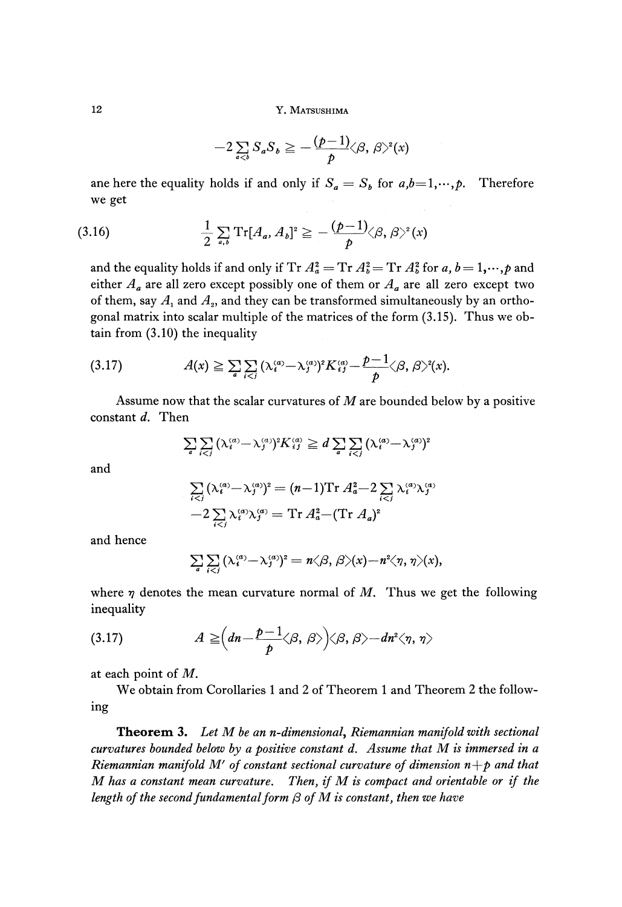$$-2\sum_{a<b} S_a S_b \geqq -\frac{(p-1)}{p}\langle\beta, \beta\rangle^2(x)$$

ane here the equality holds if and only if $S_a = S_b$ for $a,b=1,\cdots,p$. Therefore we get

$$\frac{1}{2}\sum_{a,b}\operatorname{Tr}[A_a, A_b]^2 \geqq -\frac{(p-1)}{p}\langle\beta, \beta\rangle^2(x) \tag{3.16}$$

and the equality holds if and only if $\operatorname{Tr} A_a^2 = \operatorname{Tr} A_b^2 = \operatorname{Tr} A_b^2$ for $a, b = 1,\cdots,p$ and either $A_a$ are all zero except possibly one of them or $A_a$ are all zero except two of them, say $A_1$ and $A_2$, and they can be transformed simultaneously by an orthogonal matrix into scalar multiple of the matrices of the form (3.15). Thus we obtain from (3.10) the inequality

$$A(x) \geqq \sum_a \sum_{i<j} (\lambda_i^{(a)} - \lambda_j^{(a)})^2 K_{ij}^{(a)} - \frac{p-1}{p}\langle\beta, \beta\rangle^2(x). \tag{3.17}$$

Assume now that the scalar curvatures of $M$ are bounded below by a positive constant $d$. Then

$$\sum_a \sum_{i<j} (\lambda_i^{(a)} - \lambda_j^{(a)})^2 K_{ij}^{(a)} \geqq d \sum_a \sum_{i<j} (\lambda_i^{(a)} - \lambda_j^{(a)})^2$$

and

$$\sum_{i<j} (\lambda_i^{(a)} - \lambda_j^{(a)})^2 = (n-1)\operatorname{Tr} A_a^2 - 2\sum_{i<j} \lambda_i^{(a)}\lambda_j^{(a)}$$

$$-2\sum_{i<j} \lambda_i^{(a)}\lambda_j^{(a)} = \operatorname{Tr} A_a^2 - (\operatorname{Tr} A_a)^2$$

and hence

$$\sum_a \sum_{i<j} (\lambda_i^{(a)} - \lambda_j^{(a)})^2 = n\langle\beta, \beta\rangle(x) - n^2\langle\eta, \eta\rangle(x),$$

where $\eta$ denotes the mean curvature normal of $M$. Thus we get the following inequality

$$A \geqq \left(dn - \frac{p-1}{p}\langle\beta, \beta\rangle\right)\langle\beta, \beta\rangle - dn^2\langle\eta, \eta\rangle \tag{3.17}$$

at each point of $M$.

We obtain from Corollaries 1 and 2 of Theorem 1 and Theorem 2 the following

**Theorem 3.** *Let $M$ be an $n$-dimensional, Riemannian manifold with sectional curvatures bounded below by a positive constant $d$. Assume that $M$ is immersed in a Riemannian manifold $M'$ of constant sectional curvature of dimension $n+p$ and that $M$ has a constant mean curvature. Then, if $M$ is compact and orientable or if the length of the second fundamental form $\beta$ of $M$ is constant, then we have*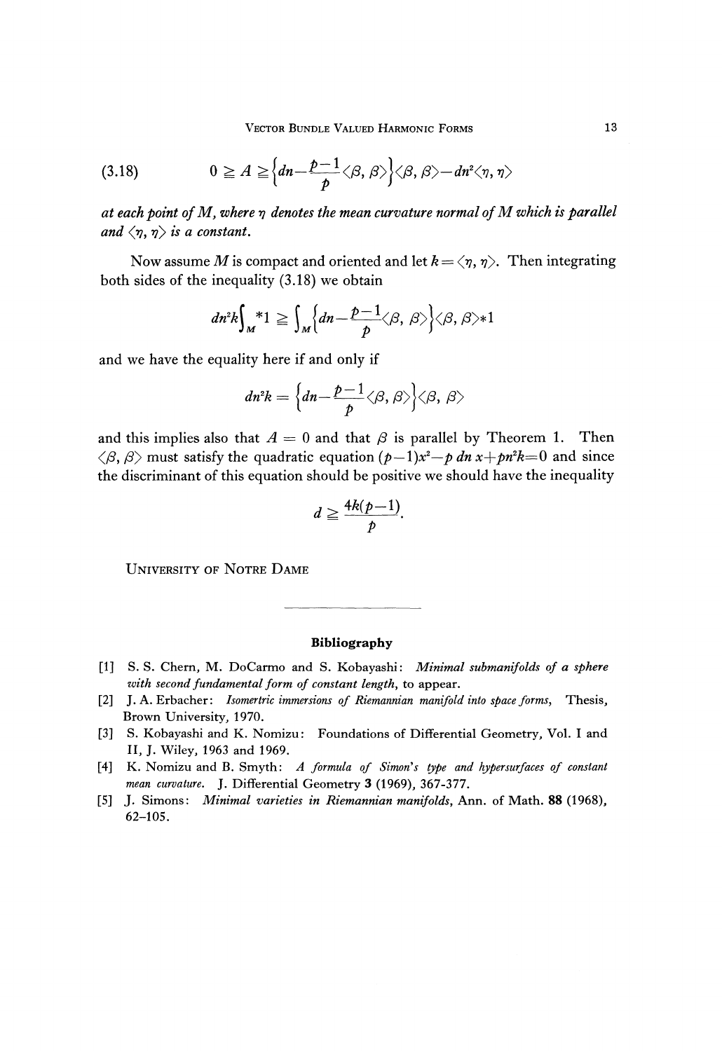$$(3.18) \qquad 0 \geqq A \geqq \left\{dn - \frac{p-1}{p}\langle\beta, \beta\rangle\right\}\langle\beta, \beta\rangle - dn^2\langle\eta, \eta\rangle$$

*at each point of $M$, where $\eta$ denotes the mean curvature normal of $M$ which is parallel and $\langle\eta, \eta\rangle$ is a constant.*

Now assume $M$ is compact and oriented and let $k = \langle\eta, \eta\rangle$. Then integrating both sides of the inequality (3.18) we obtain

$$dn^2k\int_M *1 \geqq \int_M \left\{dn - \frac{p-1}{p}\langle\beta, \beta\rangle\right\}\langle\beta, \beta\rangle *1$$

and we have the equality here if and only if

$$dn^2k = \left\{dn - \frac{p-1}{p}\langle\beta, \beta\rangle\right\}\langle\beta, \beta\rangle$$

and this implies also that $A = 0$ and that $\beta$ is parallel by Theorem 1. Then $\langle\beta, \beta\rangle$ must satisfy the quadratic equation $(p-1)x^2 - p\, dn\, x + pn^2k = 0$ and since the discriminant of this equation should be positive we should have the inequality

$$d \geqq \frac{4k(p-1)}{p}.$$

University of Notre Dame

## Bibliography

[1] S. S. Chern, M. DoCarmo and S. Kobayashi: *Minimal submanifolds of a sphere with second fundamental form of constant length*, to appear.

[2] J. A. Erbacher: *Isomertric immersions of Riemannian manifold into space forms*, Thesis, Brown University, 1970.

[3] S. Kobayashi and K. Nomizu: Foundations of Differential Geometry, Vol. I and II, J. Wiley, 1963 and 1969.

[4] K. Nomizu and B. Smyth: *A formula of Simon's type and hypersurfaces of constant mean curvature*. J. Differential Geometry **3** (1969), 367-377.

[5] J. Simons: *Minimal varieties in Riemannian manifolds*, Ann. of Math. **88** (1968), 62–105.